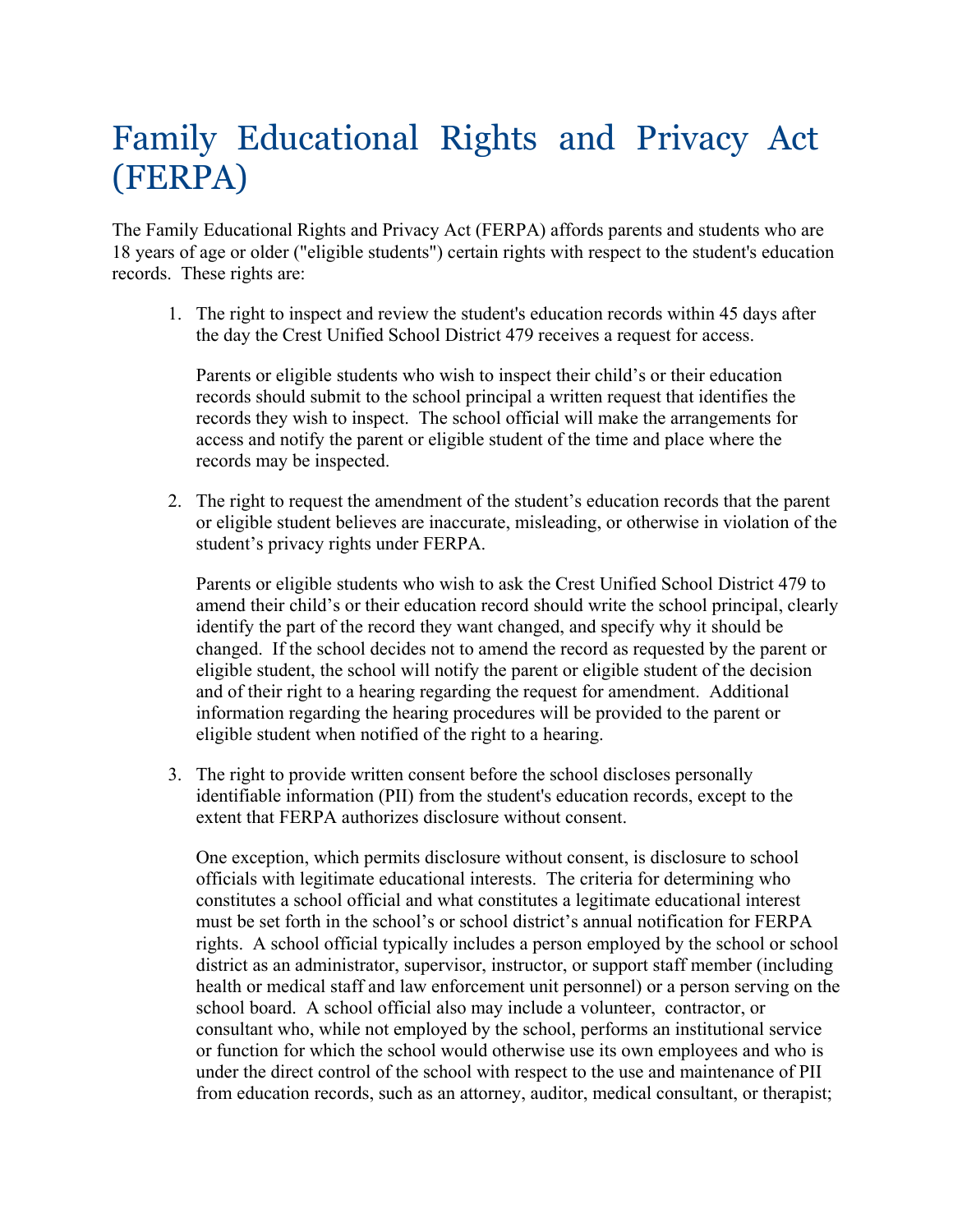# Family Educational Rights and Privacy Act (FERPA)

The Family Educational Rights and Privacy Act (FERPA) affords parents and students who are 18 years of age or older ("eligible students") certain rights with respect to the student's education records. These rights are:

1. The right to inspect and review the student's education records within 45 days after the day the Crest Unified School District 479 receives a request for access.

   Parents or eligible students who wish to inspect their child's or their education records should submit to the school principal a written request that identifies the records they wish to inspect. The school official will make the arrangements for access and notify the parent or eligible student of the time and place where the records may be inspected.

2. The right to request the amendment of the student's education records that the parent or eligible student believes are inaccurate, misleading, or otherwise in violation of the student's privacy rights under FERPA.

   Parents or eligible students who wish to ask the Crest Unified School District 479 to amend their child's or their education record should write the school principal, clearly identify the part of the record they want changed, and specify why it should be changed. If the school decides not to amend the record as requested by the parent or eligible student, the school will notify the parent or eligible student of the decision and of their right to a hearing regarding the request for amendment. Additional information regarding the hearing procedures will be provided to the parent or eligible student when notified of the right to a hearing.

3. The right to provide written consent before the school discloses personally identifiable information (PII) from the student's education records, except to the extent that FERPA authorizes disclosure without consent.

   One exception, which permits disclosure without consent, is disclosure to school officials with legitimate educational interests. The criteria for determining who constitutes a school official and what constitutes a legitimate educational interest must be set forth in the school's or school district's annual notification for FERPA rights. A school official typically includes a person employed by the school or school district as an administrator, supervisor, instructor, or support staff member (including health or medical staff and law enforcement unit personnel) or a person serving on the school board. A school official also may include a volunteer, contractor, or consultant who, while not employed by the school, performs an institutional service or function for which the school would otherwise use its own employees and who is under the direct control of the school with respect to the use and maintenance of PII from education records, such as an attorney, auditor, medical consultant, or therapist;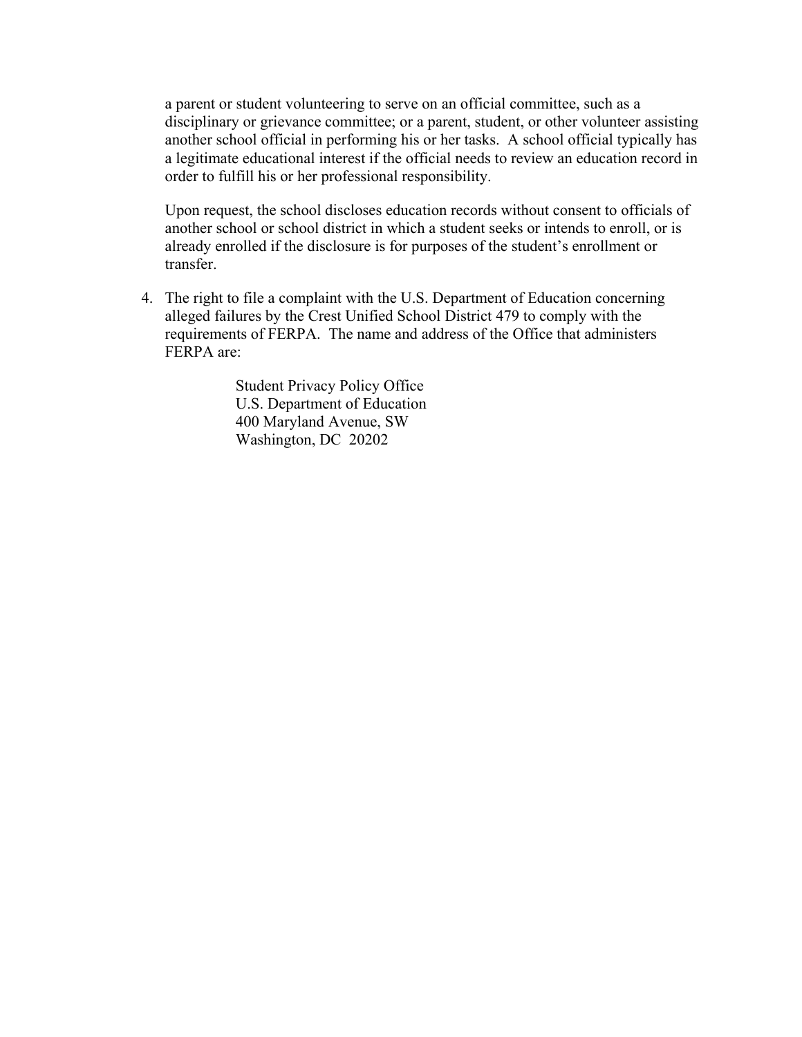a parent or student volunteering to serve on an official committee, such as a disciplinary or grievance committee; or a parent, student, or other volunteer assisting another school official in performing his or her tasks. A school official typically has a legitimate educational interest if the official needs to review an education record in order to fulfill his or her professional responsibility.

Upon request, the school discloses education records without consent to officials of another school or school district in which a student seeks or intends to enroll, or is already enrolled if the disclosure is for purposes of the student's enrollment or transfer.

4. The right to file a complaint with the U.S. Department of Education concerning alleged failures by the Crest Unified School District 479 to comply with the requirements of FERPA. The name and address of the Office that administers FERPA are:

   Student Privacy Policy Office
   U.S. Department of Education
   400 Maryland Avenue, SW
   Washington, DC 20202